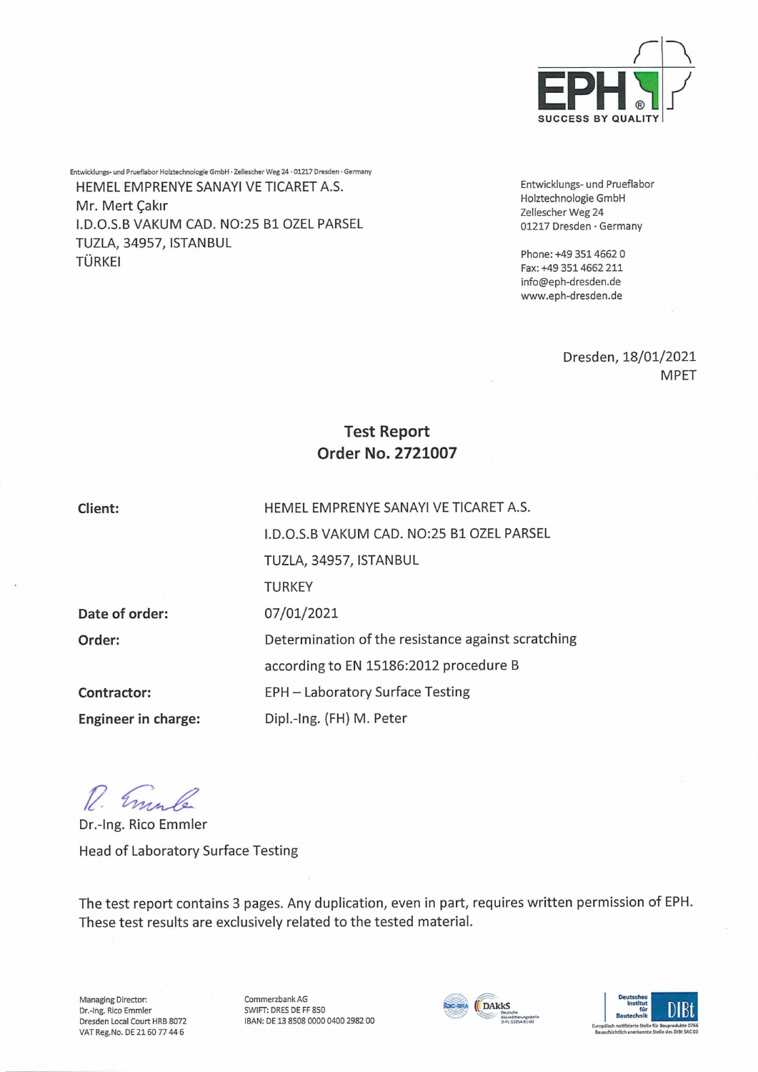EPH

SUCCESS BY QUALITY

Entwicklungs- und Prueflabor Holztechnologie GmbH · Zellescher Weg 24 · 01217 Dresden · Germany

HEMEL EMPRENYE SANAYI VE TICARET A.S.
Mr. Mert Çakır
I.D.O.S.B VAKUM CAD. NO:25 B1 OZEL PARSEL
TUZLA, 34957, ISTANBUL
TÜRKEI

Entwicklungs- und Prueflabor
Holztechnologie GmbH
Zellescher Weg 24
01217 Dresden · Germany

Phone: +49 351 4662 0
Fax: +49 351 4662 211
info@eph-dresden.de
www.eph-dresden.de

Dresden, 18/01/2021
MPET

## Test Report
## Order No. 2721007

| | |
|---|---|
| **Client:** | HEMEL EMPRENYE SANAYI VE TICARET A.S.<br>I.D.O.S.B VAKUM CAD. NO:25 B1 OZEL PARSEL<br>TUZLA, 34957, ISTANBUL<br>TURKEY |
| **Date of order:** | 07/01/2021 |
| **Order:** | Determination of the resistance against scratching according to EN 15186:2012 procedure B |
| **Contractor:** | EPH – Laboratory Surface Testing |
| **Engineer in charge:** | Dipl.-Ing. (FH) M. Peter |

Dr.-Ing. Rico Emmler
Head of Laboratory Surface Testing

The test report contains 3 pages. Any duplication, even in part, requires written permission of EPH. These test results are exclusively related to the tested material.

Managing Director:
Dr.-Ing. Rico Emmler
Dresden Local Court HRB 8072
VAT Reg.No. DE 21 60 77 44 6

Commerzbank AG
SWIFT: DRES DE FF 850
IBAN: DE 13 8508 0000 0400 2982 00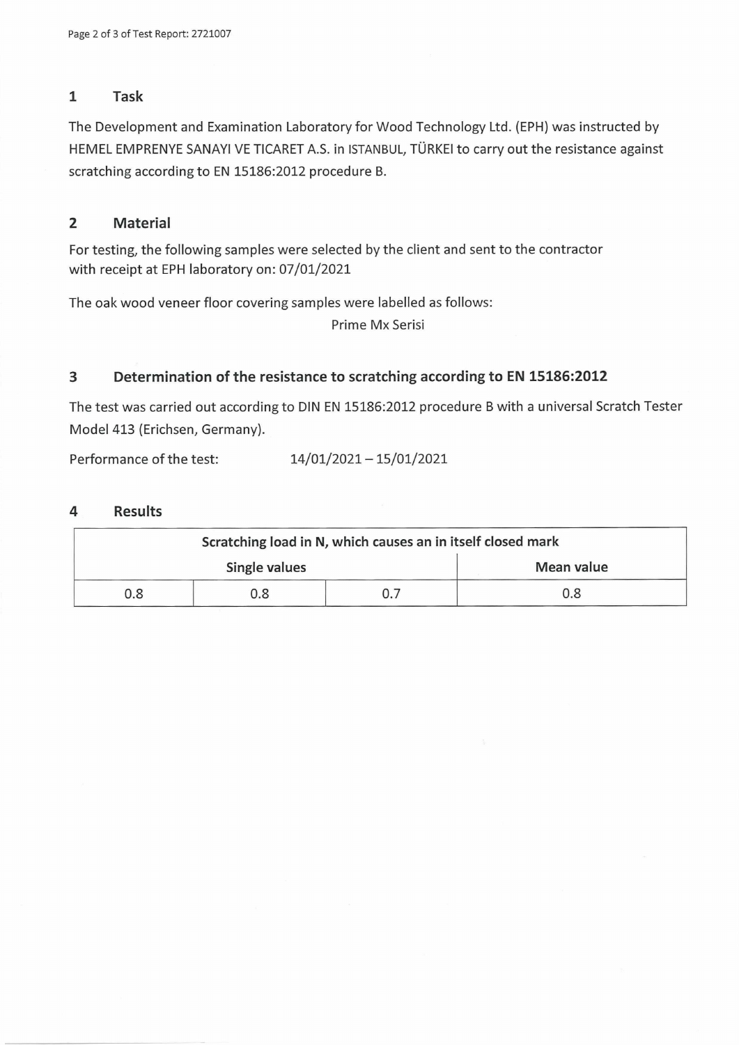## 1 Task

The Development and Examination Laboratory for Wood Technology Ltd. (EPH) was instructed by HEMEL EMPRENYE SANAYI VE TICARET A.S. in ISTANBUL, TÜRKEI to carry out the resistance against scratching according to EN 15186:2012 procedure B.

## 2 Material

For testing, the following samples were selected by the client and sent to the contractor with receipt at EPH laboratory on: 07/01/2021

The oak wood veneer floor covering samples were labelled as follows:

Prime Mx Serisi

## 3 Determination of the resistance to scratching according to EN 15186:2012

The test was carried out according to DIN EN 15186:2012 procedure B with a universal Scratch Tester Model 413 (Erichsen, Germany).

Performance of the test: 14/01/2021 – 15/01/2021

## 4 Results

| Scratching load in N, which causes an in itself closed mark | | | |
|---|---|---|---|
| Single values | | | Mean value |
| 0.8 | 0.8 | 0.7 | 0.8 |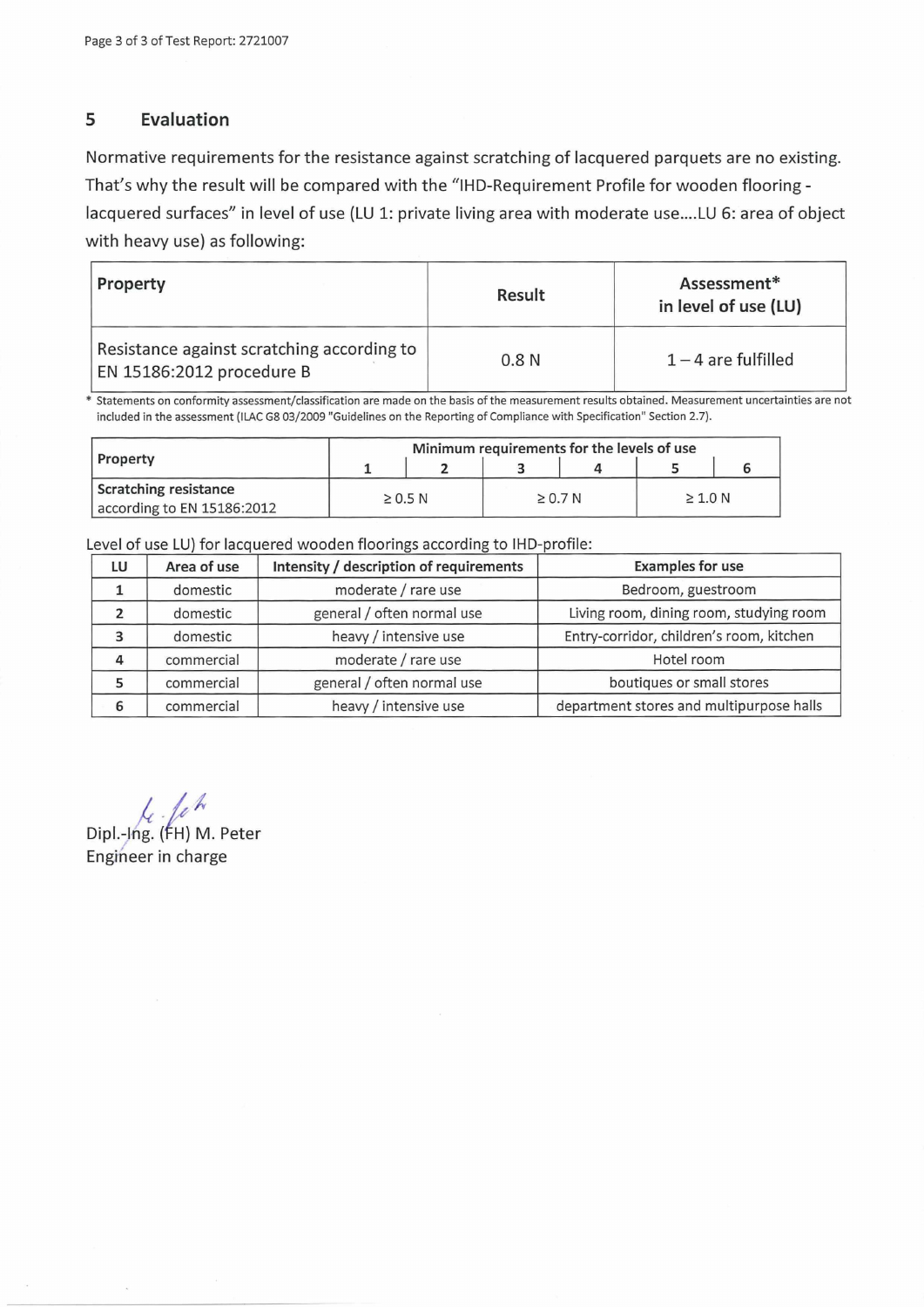## 5 Evaluation

Normative requirements for the resistance against scratching of lacquered parquets are no existing. That's why the result will be compared with the "IHD-Requirement Profile for wooden flooring - lacquered surfaces" in level of use (LU 1: private living area with moderate use....LU 6: area of object with heavy use) as following:

| Property | Result | Assessment* in level of use (LU) |
|---|---|---|
| Resistance against scratching according to EN 15186:2012 procedure B | 0.8 N | 1 – 4 are fulfilled |

\* Statements on conformity assessment/classification are made on the basis of the measurement results obtained. Measurement uncertainties are not included in the assessment (ILAC G8 03/2009 "Guidelines on the Reporting of Compliance with Specification" Section 2.7).

| Property | Minimum requirements for the levels of use | | | | | |
|---|---|---|---|---|---|---|
| | 1 | 2 | 3 | 4 | 5 | 6 |
| **Scratching resistance** according to EN 15186:2012 | ≥ 0.5 N | | ≥ 0.7 N | | ≥ 1.0 N | |

Level of use LU) for lacquered wooden floorings according to IHD-profile:

| LU | Area of use | Intensity / description of requirements | Examples for use |
|---|---|---|---|
| 1 | domestic | moderate / rare use | Bedroom, guestroom |
| 2 | domestic | general / often normal use | Living room, dining room, studying room |
| 3 | domestic | heavy / intensive use | Entry-corridor, children's room, kitchen |
| 4 | commercial | moderate / rare use | Hotel room |
| 5 | commercial | general / often normal use | boutiques or small stores |
| 6 | commercial | heavy / intensive use | department stores and multipurpose halls |

Dipl.-Ing. (FH) M. Peter
Engineer in charge